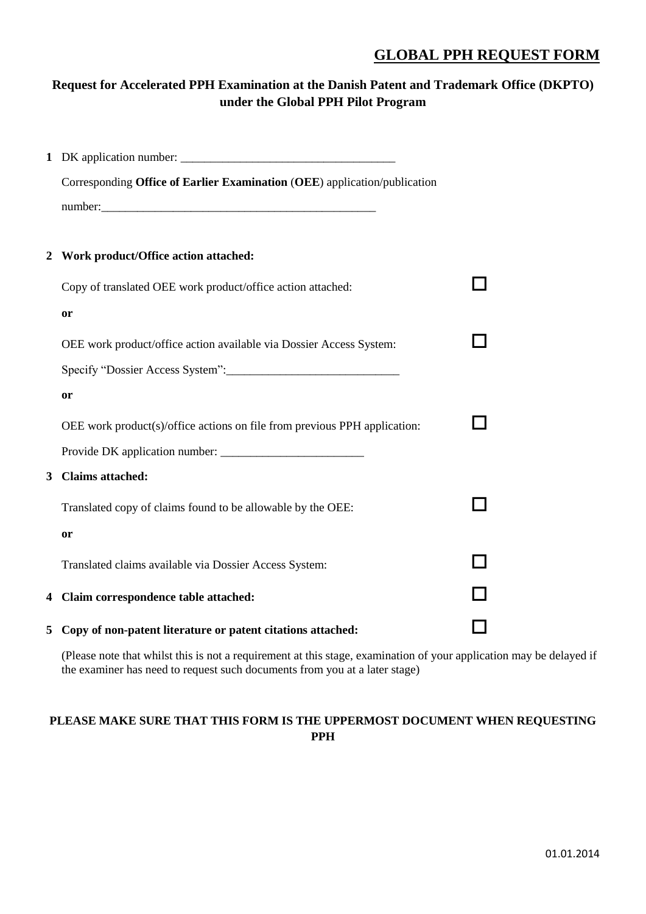# GLOBAL PPH REQUEST FORM

## Request for Accelerated PPH Examination at the Danish Patent and Trademark Office (DKPTO) under the Global PPH Pilot Program

**1** DK application number: ____________________________________

Corresponding **Office of Earlier Examination** (**OEE**) application/publication number:_______________________________________________

**2 Work product/Office action attached:**

Copy of translated OEE work product/office action attached: ☐

**or**

OEE work product/office action available via Dossier Access System: ☐

Specify "Dossier Access System":_____________________________

**or**

OEE work product(s)/office actions on file from previous PPH application: ☐

Provide DK application number: ________________________

**3 Claims attached:**

Translated copy of claims found to be allowable by the OEE: ☐

**or**

Translated claims available via Dossier Access System: ☐

**4 Claim correspondence table attached:** ☐

**5 Copy of non-patent literature or patent citations attached:** ☐

(Please note that whilst this is not a requirement at this stage, examination of your application may be delayed if the examiner has need to request such documents from you at a later stage)

**PLEASE MAKE SURE THAT THIS FORM IS THE UPPERMOST DOCUMENT WHEN REQUESTING PPH**

01.01.2014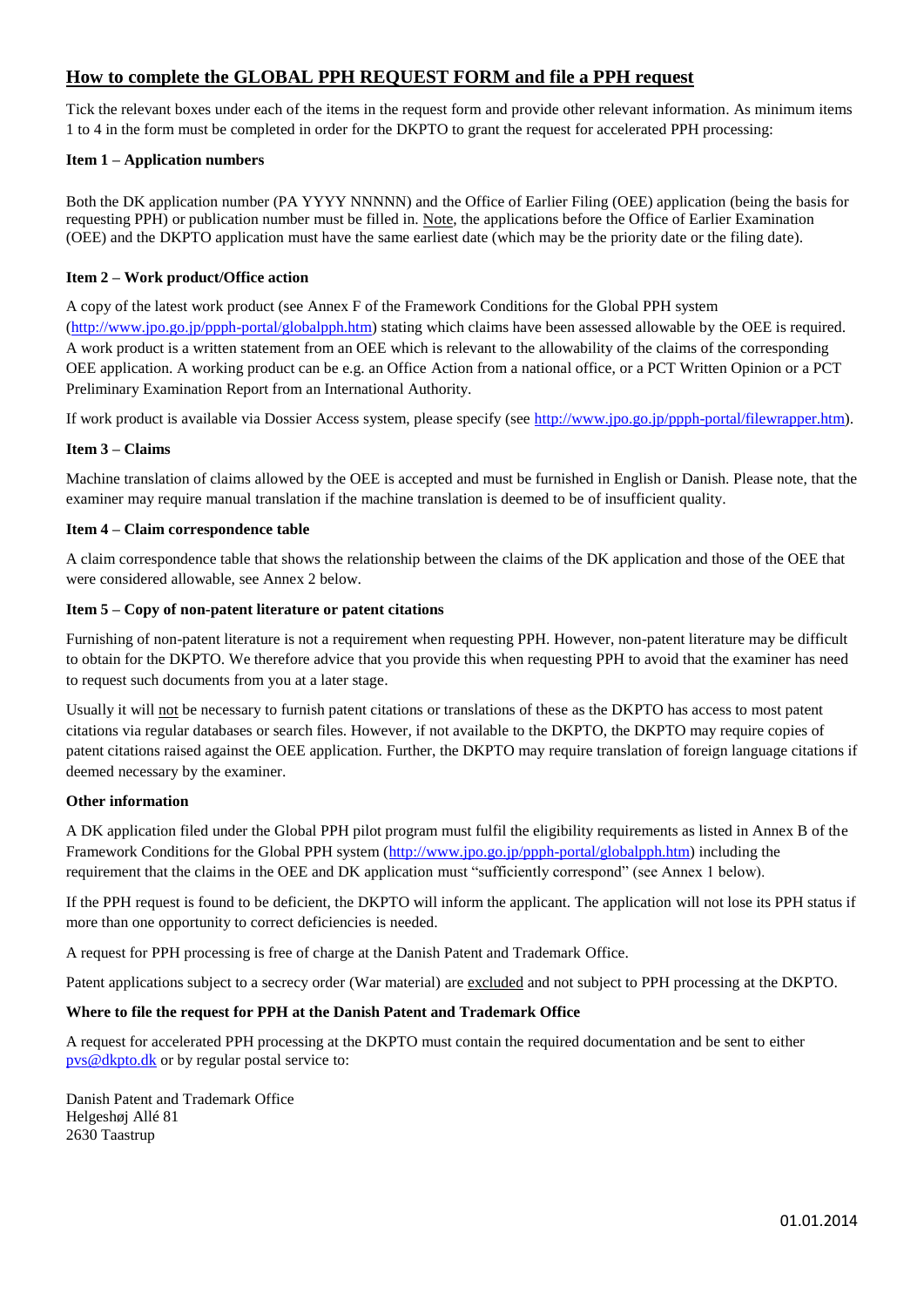## How to complete the GLOBAL PPH REQUEST FORM and file a PPH request

Tick the relevant boxes under each of the items in the request form and provide other relevant information. As minimum items 1 to 4 in the form must be completed in order for the DKPTO to grant the request for accelerated PPH processing:

**Item 1 – Application numbers**

Both the DK application number (PA YYYY NNNNN) and the Office of Earlier Filing (OEE) application (being the basis for requesting PPH) or publication number must be filled in. Note, the applications before the Office of Earlier Examination (OEE) and the DKPTO application must have the same earliest date (which may be the priority date or the filing date).

**Item 2 – Work product/Office action**

A copy of the latest work product (see Annex F of the Framework Conditions for the Global PPH system (http://www.jpo.go.jp/ppph-portal/globalpph.htm) stating which claims have been assessed allowable by the OEE is required. A work product is a written statement from an OEE which is relevant to the allowability of the claims of the corresponding OEE application. A working product can be e.g. an Office Action from a national office, or a PCT Written Opinion or a PCT Preliminary Examination Report from an International Authority.

If work product is available via Dossier Access system, please specify (see http://www.jpo.go.jp/ppph-portal/filewrapper.htm).

**Item 3 – Claims**

Machine translation of claims allowed by the OEE is accepted and must be furnished in English or Danish. Please note, that the examiner may require manual translation if the machine translation is deemed to be of insufficient quality.

**Item 4 – Claim correspondence table**

A claim correspondence table that shows the relationship between the claims of the DK application and those of the OEE that were considered allowable, see Annex 2 below.

**Item 5 – Copy of non-patent literature or patent citations**

Furnishing of non-patent literature is not a requirement when requesting PPH. However, non-patent literature may be difficult to obtain for the DKPTO. We therefore advice that you provide this when requesting PPH to avoid that the examiner has need to request such documents from you at a later stage.

Usually it will not be necessary to furnish patent citations or translations of these as the DKPTO has access to most patent citations via regular databases or search files. However, if not available to the DKPTO, the DKPTO may require copies of patent citations raised against the OEE application. Further, the DKPTO may require translation of foreign language citations if deemed necessary by the examiner.

**Other information**

A DK application filed under the Global PPH pilot program must fulfil the eligibility requirements as listed in Annex B of the Framework Conditions for the Global PPH system (http://www.jpo.go.jp/ppph-portal/globalpph.htm) including the requirement that the claims in the OEE and DK application must "sufficiently correspond" (see Annex 1 below).

If the PPH request is found to be deficient, the DKPTO will inform the applicant. The application will not lose its PPH status if more than one opportunity to correct deficiencies is needed.

A request for PPH processing is free of charge at the Danish Patent and Trademark Office.

Patent applications subject to a secrecy order (War material) are excluded and not subject to PPH processing at the DKPTO.

**Where to file the request for PPH at the Danish Patent and Trademark Office**

A request for accelerated PPH processing at the DKPTO must contain the required documentation and be sent to either pvs@dkpto.dk or by regular postal service to:

Danish Patent and Trademark Office
Helgeshøj Allé 81
2630 Taastrup

01.01.2014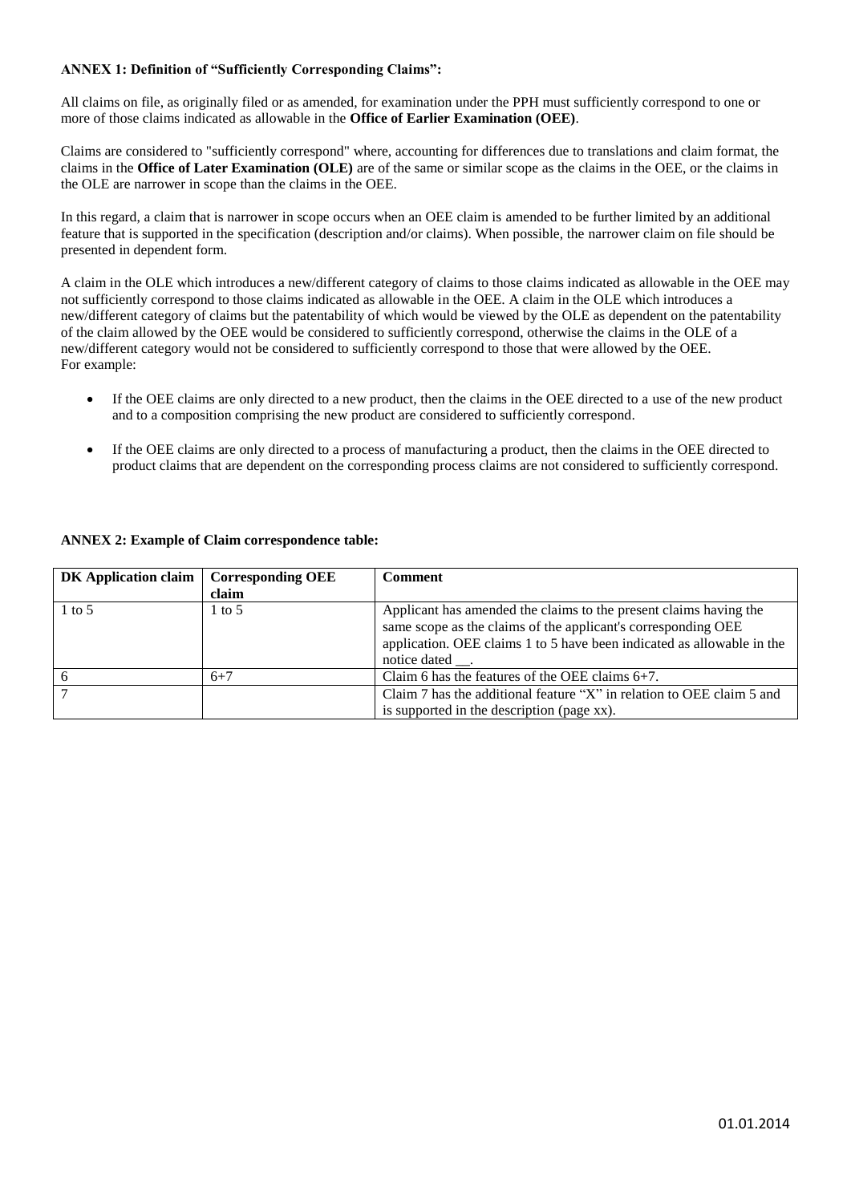**ANNEX 1: Definition of "Sufficiently Corresponding Claims":**

All claims on file, as originally filed or as amended, for examination under the PPH must sufficiently correspond to one or more of those claims indicated as allowable in the **Office of Earlier Examination (OEE)**.

Claims are considered to "sufficiently correspond" where, accounting for differences due to translations and claim format, the claims in the **Office of Later Examination (OLE)** are of the same or similar scope as the claims in the OEE, or the claims in the OLE are narrower in scope than the claims in the OEE.

In this regard, a claim that is narrower in scope occurs when an OEE claim is amended to be further limited by an additional feature that is supported in the specification (description and/or claims). When possible, the narrower claim on file should be presented in dependent form.

A claim in the OLE which introduces a new/different category of claims to those claims indicated as allowable in the OEE may not sufficiently correspond to those claims indicated as allowable in the OEE. A claim in the OLE which introduces a new/different category of claims but the patentability of which would be viewed by the OLE as dependent on the patentability of the claim allowed by the OEE would be considered to sufficiently correspond, otherwise the claims in the OLE of a new/different category would not be considered to sufficiently correspond to those that were allowed by the OEE.
For example:

- If the OEE claims are only directed to a new product, then the claims in the OEE directed to a use of the new product and to a composition comprising the new product are considered to sufficiently correspond.
- If the OEE claims are only directed to a process of manufacturing a product, then the claims in the OEE directed to product claims that are dependent on the corresponding process claims are not considered to sufficiently correspond.

**ANNEX 2: Example of Claim correspondence table:**

| DK Application claim | Corresponding OEE claim | Comment |
|---|---|---|
| 1 to 5 | 1 to 5 | Applicant has amended the claims to the present claims having the same scope as the claims of the applicant's corresponding OEE application. OEE claims 1 to 5 have been indicated as allowable in the notice dated __. |
| 6 | 6+7 | Claim 6 has the features of the OEE claims 6+7. |
| 7 | | Claim 7 has the additional feature "X" in relation to OEE claim 5 and is supported in the description (page xx). |

01.01.2014